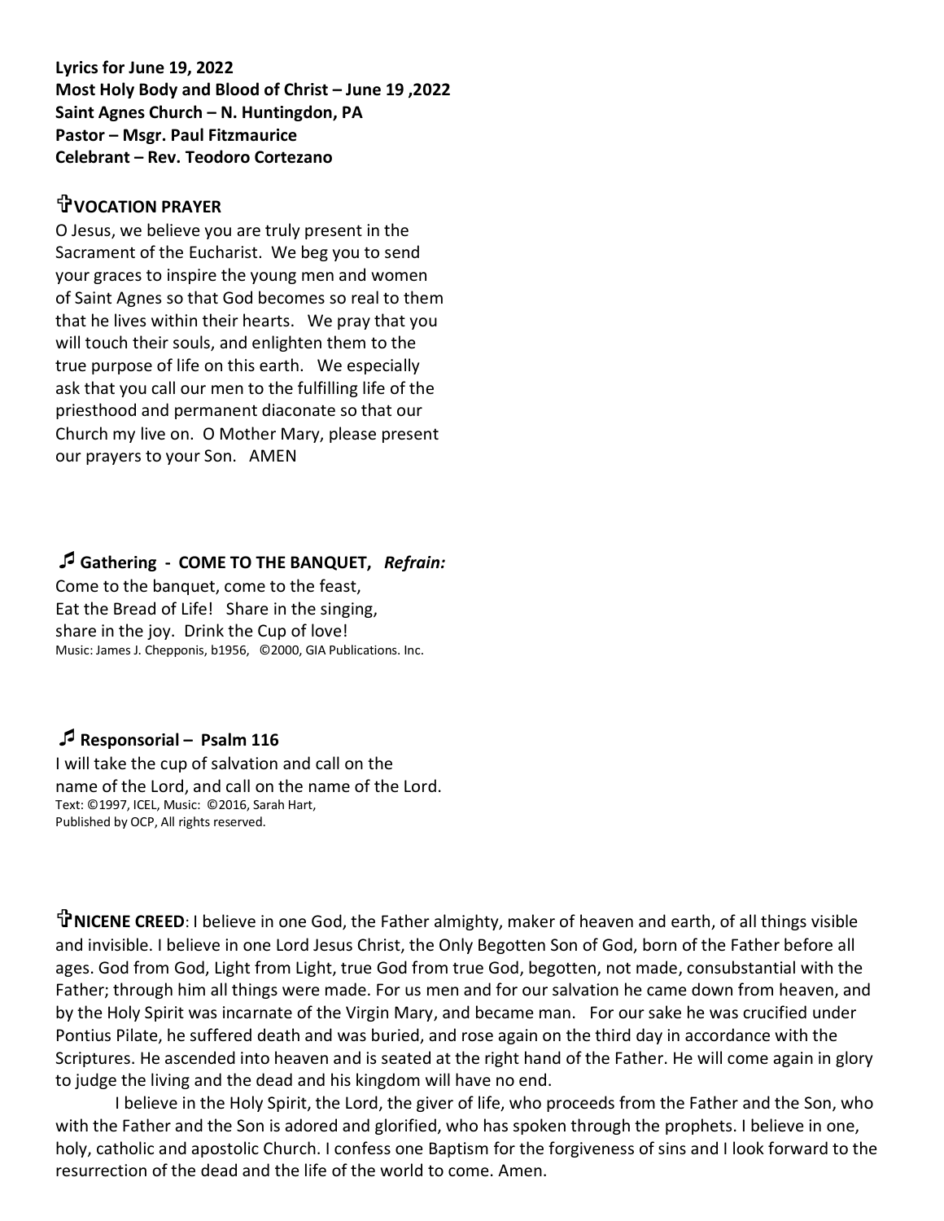**Lyrics for June 19, 2022**
**Most Holy Body and Blood of Christ – June 19 ,2022**
**Saint Agnes Church – N. Huntingdon, PA**
**Pastor – Msgr. Paul Fitzmaurice**
**Celebrant – Rev. Teodoro Cortezano**

## ✞VOCATION PRAYER

O Jesus, we believe you are truly present in the Sacrament of the Eucharist. We beg you to send your graces to inspire the young men and women of Saint Agnes so that God becomes so real to them that he lives within their hearts. We pray that you will touch their souls, and enlighten them to the true purpose of life on this earth. We especially ask that you call our men to the fulfilling life of the priesthood and permanent diaconate so that our Church my live on. O Mother Mary, please present our prayers to your Son. AMEN

## ♫ Gathering - COME TO THE BANQUET, *Refrain:*

Come to the banquet, come to the feast,
Eat the Bread of Life! Share in the singing,
share in the joy. Drink the Cup of love!
Music: James J. Chepponis, b1956, ©2000, GIA Publications. Inc.

## ♫ Responsorial – Psalm 116

I will take the cup of salvation and call on the name of the Lord, and call on the name of the Lord.
Text: ©1997, ICEL, Music: ©2016, Sarah Hart,
Published by OCP, All rights reserved.

**✞NICENE CREED**: I believe in one God, the Father almighty, maker of heaven and earth, of all things visible and invisible. I believe in one Lord Jesus Christ, the Only Begotten Son of God, born of the Father before all ages. God from God, Light from Light, true God from true God, begotten, not made, consubstantial with the Father; through him all things were made. For us men and for our salvation he came down from heaven, and by the Holy Spirit was incarnate of the Virgin Mary, and became man. For our sake he was crucified under Pontius Pilate, he suffered death and was buried, and rose again on the third day in accordance with the Scriptures. He ascended into heaven and is seated at the right hand of the Father. He will come again in glory to judge the living and the dead and his kingdom will have no end.

I believe in the Holy Spirit, the Lord, the giver of life, who proceeds from the Father and the Son, who with the Father and the Son is adored and glorified, who has spoken through the prophets. I believe in one, holy, catholic and apostolic Church. I confess one Baptism for the forgiveness of sins and I look forward to the resurrection of the dead and the life of the world to come. Amen.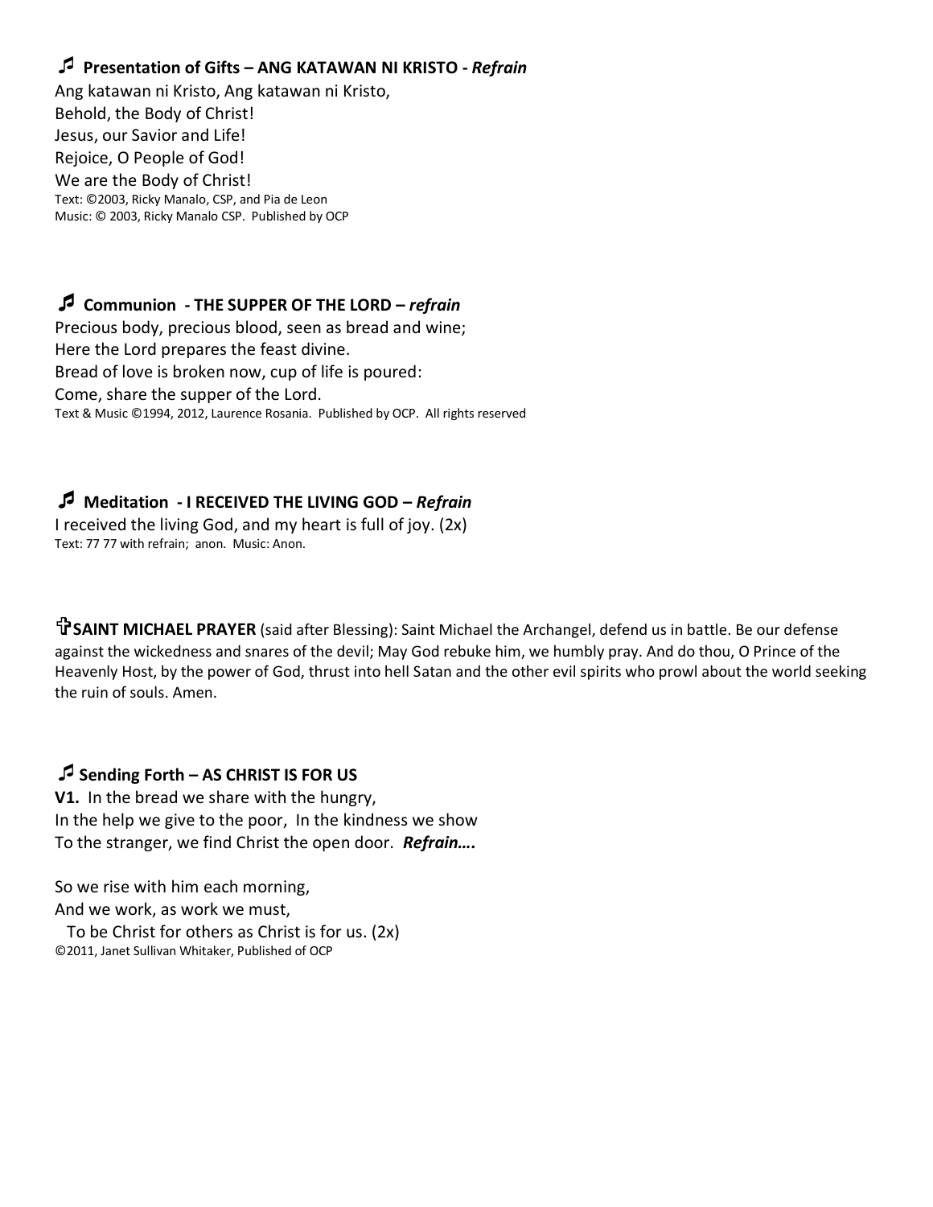### ♬ Presentation of Gifts – ANG KATAWAN NI KRISTO - *Refrain*

Ang katawan ni Kristo, Ang katawan ni Kristo,
Behold, the Body of Christ!
Jesus, our Savior and Life!
Rejoice, O People of God!
We are the Body of Christ!
Text: ©2003, Ricky Manalo, CSP, and Pia de Leon
Music: © 2003, Ricky Manalo CSP. Published by OCP

### ♬ Communion - THE SUPPER OF THE LORD – *refrain*

Precious body, precious blood, seen as bread and wine;
Here the Lord prepares the feast divine.
Bread of love is broken now, cup of life is poured:
Come, share the supper of the Lord.
Text & Music ©1994, 2012, Laurence Rosania. Published by OCP. All rights reserved

### ♬ Meditation - I RECEIVED THE LIVING GOD – *Refrain*

I received the living God, and my heart is full of joy. (2x)
Text: 77 77 with refrain; anon. Music: Anon.

✞**SAINT MICHAEL PRAYER** (said after Blessing): Saint Michael the Archangel, defend us in battle. Be our defense against the wickedness and snares of the devil; May God rebuke him, we humbly pray. And do thou, O Prince of the Heavenly Host, by the power of God, thrust into hell Satan and the other evil spirits who prowl about the world seeking the ruin of souls. Amen.

### ♬ Sending Forth – AS CHRIST IS FOR US

**V1.** In the bread we share with the hungry,
In the help we give to the poor, In the kindness we show
To the stranger, we find Christ the open door. ***Refrain….***

So we rise with him each morning,
And we work, as work we must,
To be Christ for others as Christ is for us. (2x)
©2011, Janet Sullivan Whitaker, Published of OCP